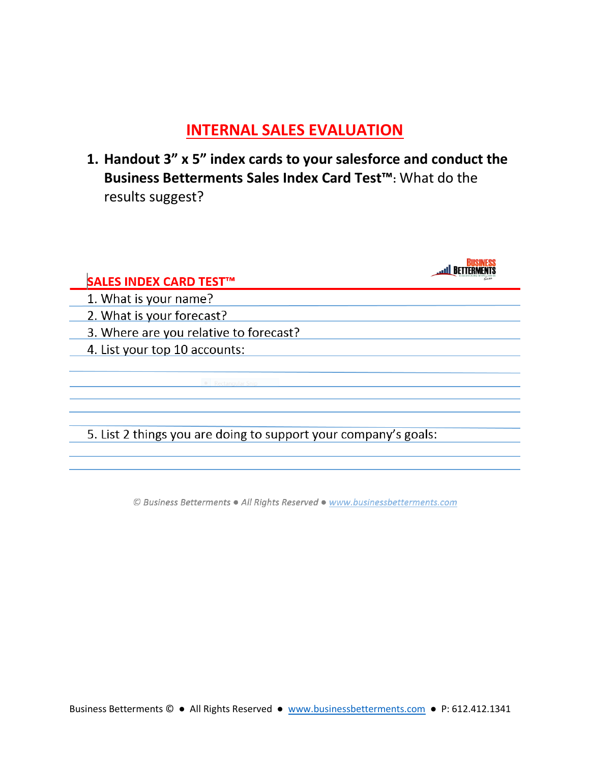# INTERNAL SALES EVALUATION

1. **Handout 3" x 5" index cards to your salesforce and conduct the Business Betterments Sales Index Card Test™**: What do the results suggest?

## SALES INDEX CARD TEST™

1. What is your name?
2. What is your forecast?
3. Where are you relative to forecast?
4. List your top 10 accounts:

5. List 2 things you are doing to support your company's goals:

*© Business Betterments ● All Rights Reserved ● www.businessbetterments.com*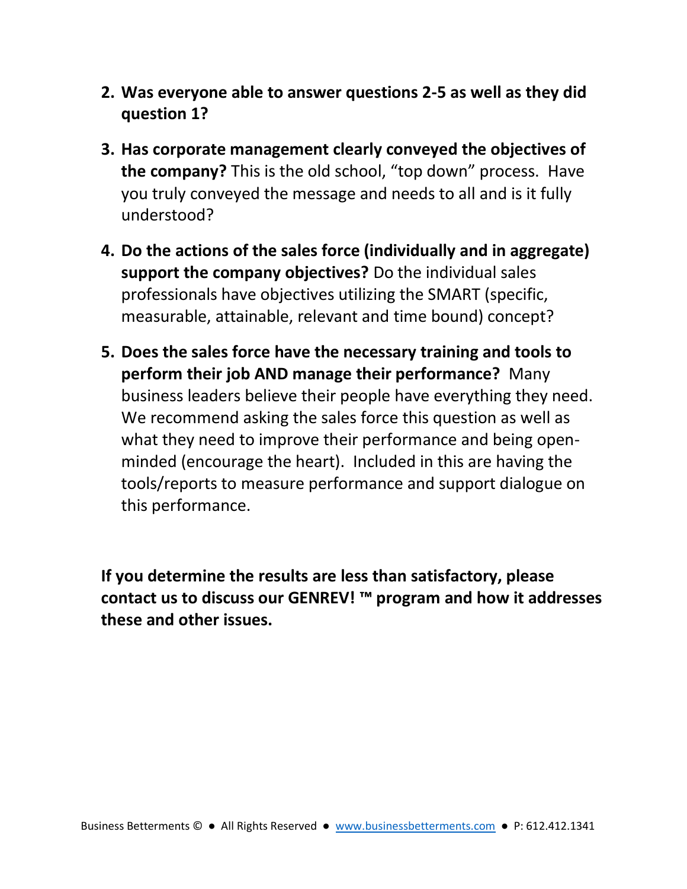2. **Was everyone able to answer questions 2-5 as well as they did question 1?**

3. **Has corporate management clearly conveyed the objectives of the company?** This is the old school, "top down" process. Have you truly conveyed the message and needs to all and is it fully understood?

4. **Do the actions of the sales force (individually and in aggregate) support the company objectives?** Do the individual sales professionals have objectives utilizing the SMART (specific, measurable, attainable, relevant and time bound) concept?

5. **Does the sales force have the necessary training and tools to perform their job AND manage their performance?** Many business leaders believe their people have everything they need. We recommend asking the sales force this question as well as what they need to improve their performance and being open-minded (encourage the heart). Included in this are having the tools/reports to measure performance and support dialogue on this performance.

**If you determine the results are less than satisfactory, please contact us to discuss our GENREV! ™ program and how it addresses these and other issues.**